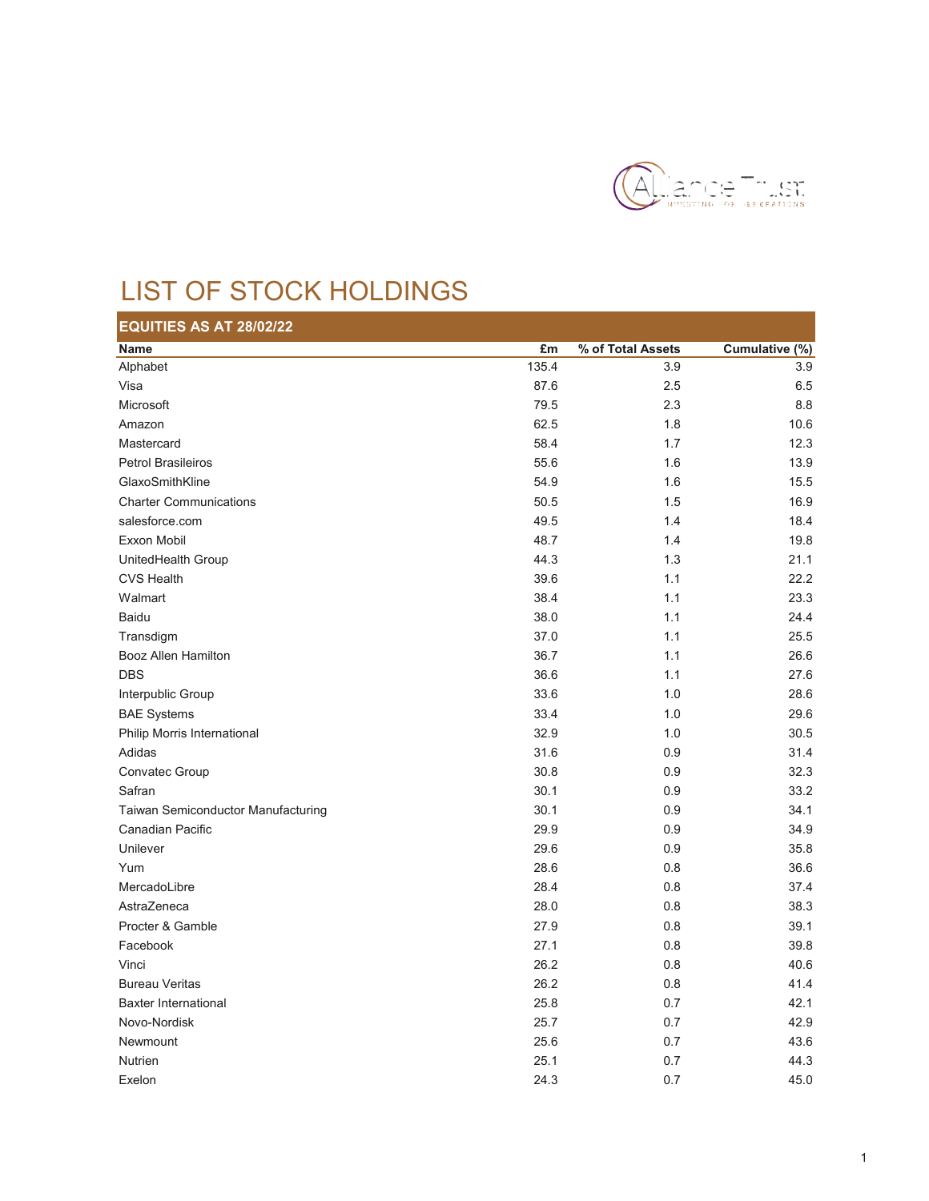# LIST OF STOCK HOLDINGS

## EQUITIES AS AT 28/02/22

| Name | £m | % of Total Assets | Cumulative (%) |
|---|---|---|---|
| Alphabet | 135.4 | 3.9 | 3.9 |
| Visa | 87.6 | 2.5 | 6.5 |
| Microsoft | 79.5 | 2.3 | 8.8 |
| Amazon | 62.5 | 1.8 | 10.6 |
| Mastercard | 58.4 | 1.7 | 12.3 |
| Petrol Brasileiros | 55.6 | 1.6 | 13.9 |
| GlaxoSmithKline | 54.9 | 1.6 | 15.5 |
| Charter Communications | 50.5 | 1.5 | 16.9 |
| salesforce.com | 49.5 | 1.4 | 18.4 |
| Exxon Mobil | 48.7 | 1.4 | 19.8 |
| UnitedHealth Group | 44.3 | 1.3 | 21.1 |
| CVS Health | 39.6 | 1.1 | 22.2 |
| Walmart | 38.4 | 1.1 | 23.3 |
| Baidu | 38.0 | 1.1 | 24.4 |
| Transdigm | 37.0 | 1.1 | 25.5 |
| Booz Allen Hamilton | 36.7 | 1.1 | 26.6 |
| DBS | 36.6 | 1.1 | 27.6 |
| Interpublic Group | 33.6 | 1.0 | 28.6 |
| BAE Systems | 33.4 | 1.0 | 29.6 |
| Philip Morris International | 32.9 | 1.0 | 30.5 |
| Adidas | 31.6 | 0.9 | 31.4 |
| Convatec Group | 30.8 | 0.9 | 32.3 |
| Safran | 30.1 | 0.9 | 33.2 |
| Taiwan Semiconductor Manufacturing | 30.1 | 0.9 | 34.1 |
| Canadian Pacific | 29.9 | 0.9 | 34.9 |
| Unilever | 29.6 | 0.9 | 35.8 |
| Yum | 28.6 | 0.8 | 36.6 |
| MercadoLibre | 28.4 | 0.8 | 37.4 |
| AstraZeneca | 28.0 | 0.8 | 38.3 |
| Procter & Gamble | 27.9 | 0.8 | 39.1 |
| Facebook | 27.1 | 0.8 | 39.8 |
| Vinci | 26.2 | 0.8 | 40.6 |
| Bureau Veritas | 26.2 | 0.8 | 41.4 |
| Baxter International | 25.8 | 0.7 | 42.1 |
| Novo-Nordisk | 25.7 | 0.7 | 42.9 |
| Newmount | 25.6 | 0.7 | 43.6 |
| Nutrien | 25.1 | 0.7 | 44.3 |
| Exelon | 24.3 | 0.7 | 45.0 |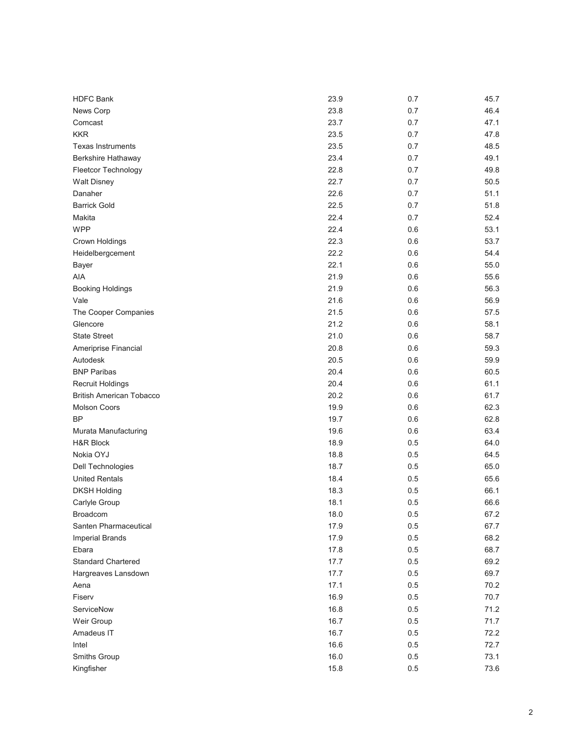| | | | |
|---|---|---|---|
| HDFC Bank | 23.9 | 0.7 | 45.7 |
| News Corp | 23.8 | 0.7 | 46.4 |
| Comcast | 23.7 | 0.7 | 47.1 |
| KKR | 23.5 | 0.7 | 47.8 |
| Texas Instruments | 23.5 | 0.7 | 48.5 |
| Berkshire Hathaway | 23.4 | 0.7 | 49.1 |
| Fleetcor Technology | 22.8 | 0.7 | 49.8 |
| Walt Disney | 22.7 | 0.7 | 50.5 |
| Danaher | 22.6 | 0.7 | 51.1 |
| Barrick Gold | 22.5 | 0.7 | 51.8 |
| Makita | 22.4 | 0.7 | 52.4 |
| WPP | 22.4 | 0.6 | 53.1 |
| Crown Holdings | 22.3 | 0.6 | 53.7 |
| Heidelbergcement | 22.2 | 0.6 | 54.4 |
| Bayer | 22.1 | 0.6 | 55.0 |
| AIA | 21.9 | 0.6 | 55.6 |
| Booking Holdings | 21.9 | 0.6 | 56.3 |
| Vale | 21.6 | 0.6 | 56.9 |
| The Cooper Companies | 21.5 | 0.6 | 57.5 |
| Glencore | 21.2 | 0.6 | 58.1 |
| State Street | 21.0 | 0.6 | 58.7 |
| Ameriprise Financial | 20.8 | 0.6 | 59.3 |
| Autodesk | 20.5 | 0.6 | 59.9 |
| BNP Paribas | 20.4 | 0.6 | 60.5 |
| Recruit Holdings | 20.4 | 0.6 | 61.1 |
| British American Tobacco | 20.2 | 0.6 | 61.7 |
| Molson Coors | 19.9 | 0.6 | 62.3 |
| BP | 19.7 | 0.6 | 62.8 |
| Murata Manufacturing | 19.6 | 0.6 | 63.4 |
| H&R Block | 18.9 | 0.5 | 64.0 |
| Nokia OYJ | 18.8 | 0.5 | 64.5 |
| Dell Technologies | 18.7 | 0.5 | 65.0 |
| United Rentals | 18.4 | 0.5 | 65.6 |
| DKSH Holding | 18.3 | 0.5 | 66.1 |
| Carlyle Group | 18.1 | 0.5 | 66.6 |
| Broadcom | 18.0 | 0.5 | 67.2 |
| Santen Pharmaceutical | 17.9 | 0.5 | 67.7 |
| Imperial Brands | 17.9 | 0.5 | 68.2 |
| Ebara | 17.8 | 0.5 | 68.7 |
| Standard Chartered | 17.7 | 0.5 | 69.2 |
| Hargreaves Lansdown | 17.7 | 0.5 | 69.7 |
| Aena | 17.1 | 0.5 | 70.2 |
| Fiserv | 16.9 | 0.5 | 70.7 |
| ServiceNow | 16.8 | 0.5 | 71.2 |
| Weir Group | 16.7 | 0.5 | 71.7 |
| Amadeus IT | 16.7 | 0.5 | 72.2 |
| Intel | 16.6 | 0.5 | 72.7 |
| Smiths Group | 16.0 | 0.5 | 73.1 |
| Kingfisher | 15.8 | 0.5 | 73.6 |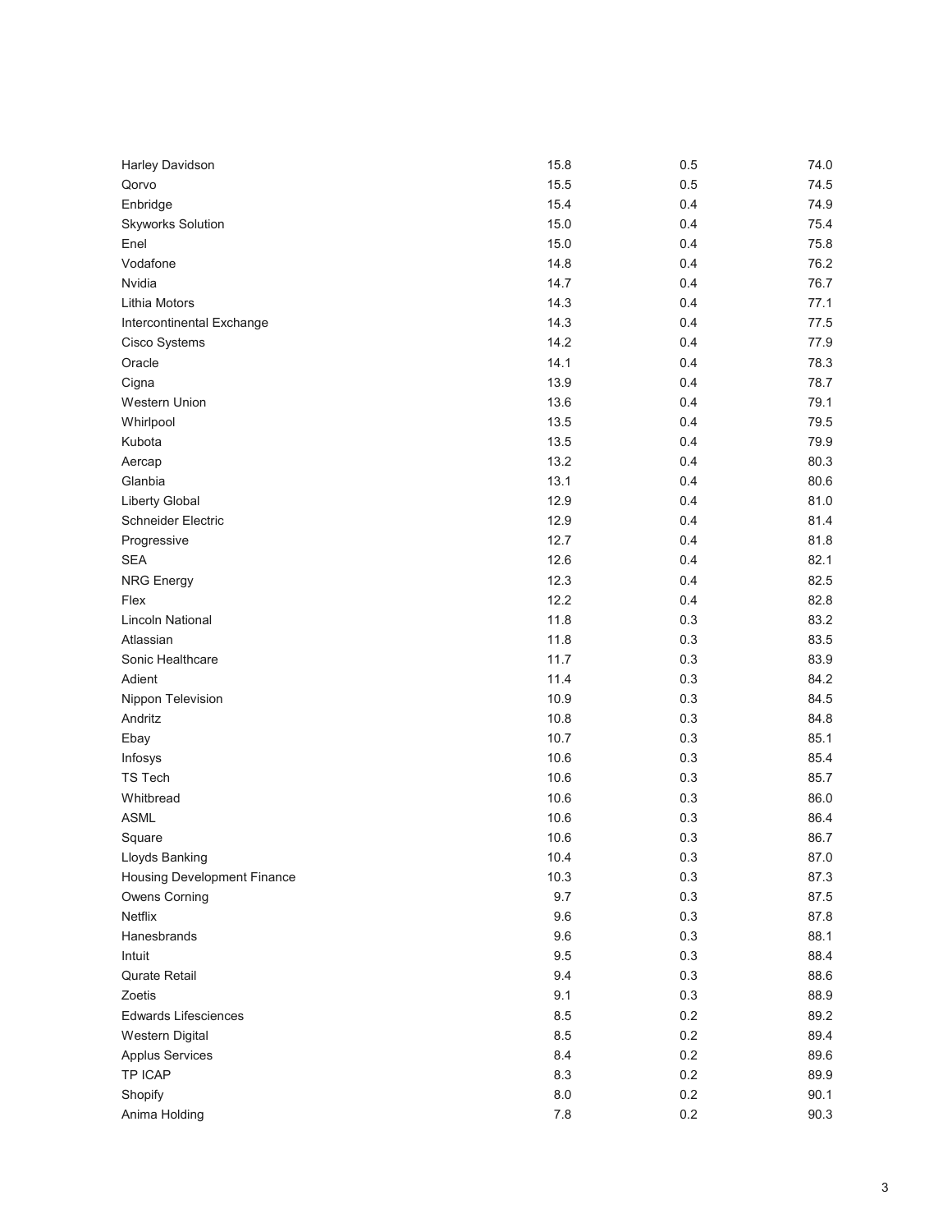| | | | |
|---|---|---|---|
| Harley Davidson | 15.8 | 0.5 | 74.0 |
| Qorvo | 15.5 | 0.5 | 74.5 |
| Enbridge | 15.4 | 0.4 | 74.9 |
| Skyworks Solution | 15.0 | 0.4 | 75.4 |
| Enel | 15.0 | 0.4 | 75.8 |
| Vodafone | 14.8 | 0.4 | 76.2 |
| Nvidia | 14.7 | 0.4 | 76.7 |
| Lithia Motors | 14.3 | 0.4 | 77.1 |
| Intercontinental Exchange | 14.3 | 0.4 | 77.5 |
| Cisco Systems | 14.2 | 0.4 | 77.9 |
| Oracle | 14.1 | 0.4 | 78.3 |
| Cigna | 13.9 | 0.4 | 78.7 |
| Western Union | 13.6 | 0.4 | 79.1 |
| Whirlpool | 13.5 | 0.4 | 79.5 |
| Kubota | 13.5 | 0.4 | 79.9 |
| Aercap | 13.2 | 0.4 | 80.3 |
| Glanbia | 13.1 | 0.4 | 80.6 |
| Liberty Global | 12.9 | 0.4 | 81.0 |
| Schneider Electric | 12.9 | 0.4 | 81.4 |
| Progressive | 12.7 | 0.4 | 81.8 |
| SEA | 12.6 | 0.4 | 82.1 |
| NRG Energy | 12.3 | 0.4 | 82.5 |
| Flex | 12.2 | 0.4 | 82.8 |
| Lincoln National | 11.8 | 0.3 | 83.2 |
| Atlassian | 11.8 | 0.3 | 83.5 |
| Sonic Healthcare | 11.7 | 0.3 | 83.9 |
| Adient | 11.4 | 0.3 | 84.2 |
| Nippon Television | 10.9 | 0.3 | 84.5 |
| Andritz | 10.8 | 0.3 | 84.8 |
| Ebay | 10.7 | 0.3 | 85.1 |
| Infosys | 10.6 | 0.3 | 85.4 |
| TS Tech | 10.6 | 0.3 | 85.7 |
| Whitbread | 10.6 | 0.3 | 86.0 |
| ASML | 10.6 | 0.3 | 86.4 |
| Square | 10.6 | 0.3 | 86.7 |
| Lloyds Banking | 10.4 | 0.3 | 87.0 |
| Housing Development Finance | 10.3 | 0.3 | 87.3 |
| Owens Corning | 9.7 | 0.3 | 87.5 |
| Netflix | 9.6 | 0.3 | 87.8 |
| Hanesbrands | 9.6 | 0.3 | 88.1 |
| Intuit | 9.5 | 0.3 | 88.4 |
| Qurate Retail | 9.4 | 0.3 | 88.6 |
| Zoetis | 9.1 | 0.3 | 88.9 |
| Edwards Lifesciences | 8.5 | 0.2 | 89.2 |
| Western Digital | 8.5 | 0.2 | 89.4 |
| Applus Services | 8.4 | 0.2 | 89.6 |
| TP ICAP | 8.3 | 0.2 | 89.9 |
| Shopify | 8.0 | 0.2 | 90.1 |
| Anima Holding | 7.8 | 0.2 | 90.3 |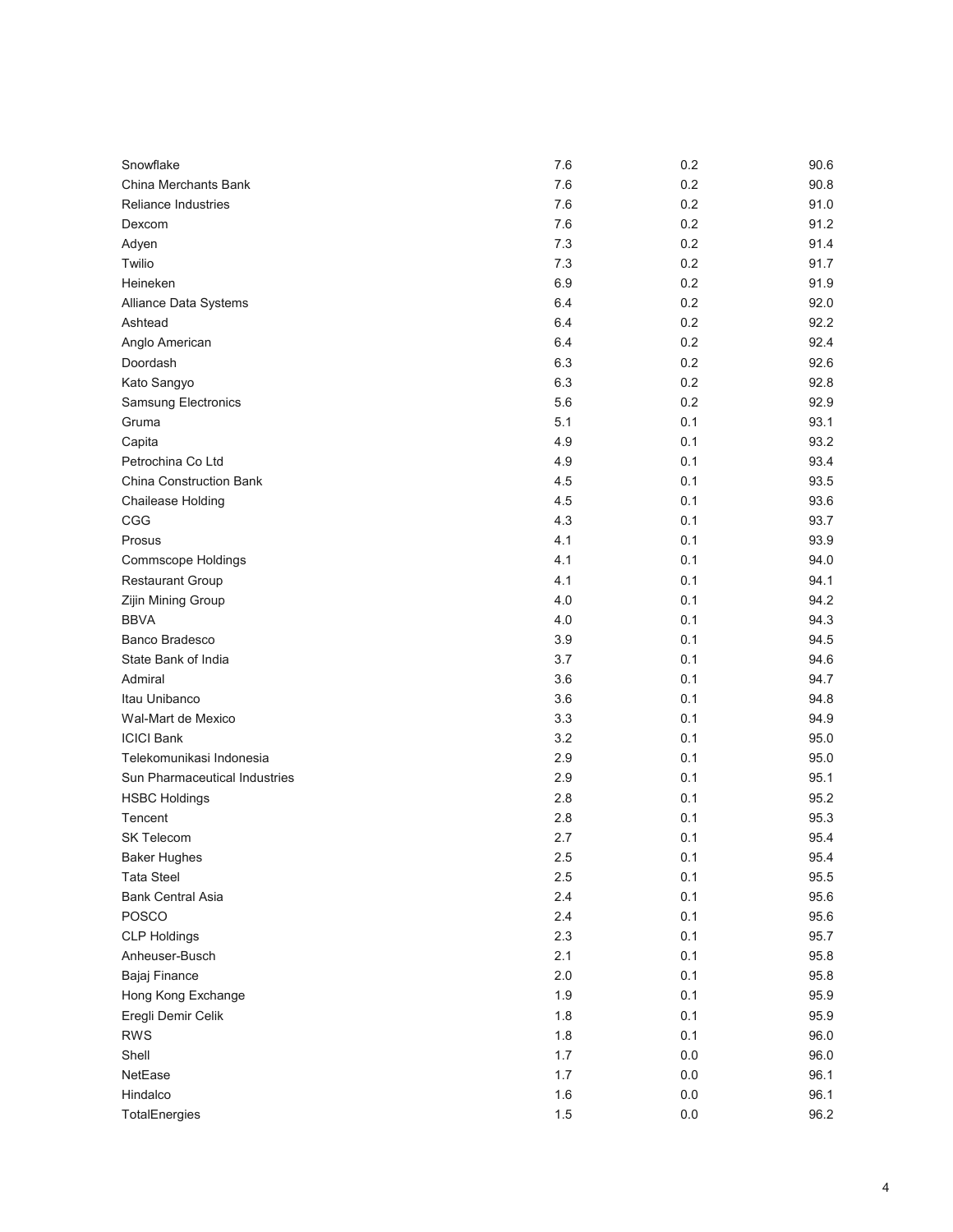| | | | |
|---|---|---|---|
| Snowflake | 7.6 | 0.2 | 90.6 |
| China Merchants Bank | 7.6 | 0.2 | 90.8 |
| Reliance Industries | 7.6 | 0.2 | 91.0 |
| Dexcom | 7.6 | 0.2 | 91.2 |
| Adyen | 7.3 | 0.2 | 91.4 |
| Twilio | 7.3 | 0.2 | 91.7 |
| Heineken | 6.9 | 0.2 | 91.9 |
| Alliance Data Systems | 6.4 | 0.2 | 92.0 |
| Ashtead | 6.4 | 0.2 | 92.2 |
| Anglo American | 6.4 | 0.2 | 92.4 |
| Doordash | 6.3 | 0.2 | 92.6 |
| Kato Sangyo | 6.3 | 0.2 | 92.8 |
| Samsung Electronics | 5.6 | 0.2 | 92.9 |
| Gruma | 5.1 | 0.1 | 93.1 |
| Capita | 4.9 | 0.1 | 93.2 |
| Petrochina Co Ltd | 4.9 | 0.1 | 93.4 |
| China Construction Bank | 4.5 | 0.1 | 93.5 |
| Chailease Holding | 4.5 | 0.1 | 93.6 |
| CGG | 4.3 | 0.1 | 93.7 |
| Prosus | 4.1 | 0.1 | 93.9 |
| Commscope Holdings | 4.1 | 0.1 | 94.0 |
| Restaurant Group | 4.1 | 0.1 | 94.1 |
| Zijin Mining Group | 4.0 | 0.1 | 94.2 |
| BBVA | 4.0 | 0.1 | 94.3 |
| Banco Bradesco | 3.9 | 0.1 | 94.5 |
| State Bank of India | 3.7 | 0.1 | 94.6 |
| Admiral | 3.6 | 0.1 | 94.7 |
| Itau Unibanco | 3.6 | 0.1 | 94.8 |
| Wal-Mart de Mexico | 3.3 | 0.1 | 94.9 |
| ICICI Bank | 3.2 | 0.1 | 95.0 |
| Telekomunikasi Indonesia | 2.9 | 0.1 | 95.0 |
| Sun Pharmaceutical Industries | 2.9 | 0.1 | 95.1 |
| HSBC Holdings | 2.8 | 0.1 | 95.2 |
| Tencent | 2.8 | 0.1 | 95.3 |
| SK Telecom | 2.7 | 0.1 | 95.4 |
| Baker Hughes | 2.5 | 0.1 | 95.4 |
| Tata Steel | 2.5 | 0.1 | 95.5 |
| Bank Central Asia | 2.4 | 0.1 | 95.6 |
| POSCO | 2.4 | 0.1 | 95.6 |
| CLP Holdings | 2.3 | 0.1 | 95.7 |
| Anheuser-Busch | 2.1 | 0.1 | 95.8 |
| Bajaj Finance | 2.0 | 0.1 | 95.8 |
| Hong Kong Exchange | 1.9 | 0.1 | 95.9 |
| Eregli Demir Celik | 1.8 | 0.1 | 95.9 |
| RWS | 1.8 | 0.1 | 96.0 |
| Shell | 1.7 | 0.0 | 96.0 |
| NetEase | 1.7 | 0.0 | 96.1 |
| Hindalco | 1.6 | 0.0 | 96.1 |
| TotalEnergies | 1.5 | 0.0 | 96.2 |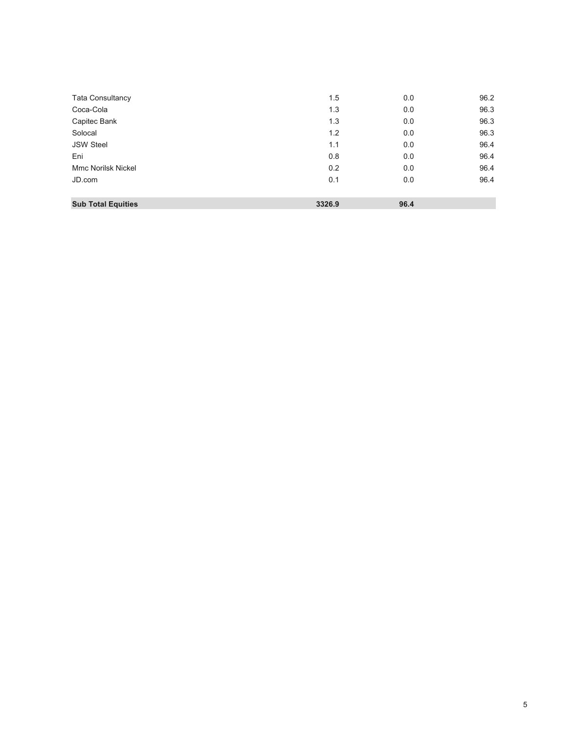| | | | |
|---|---|---|---|
| Tata Consultancy | 1.5 | 0.0 | 96.2 |
| Coca-Cola | 1.3 | 0.0 | 96.3 |
| Capitec Bank | 1.3 | 0.0 | 96.3 |
| Solocal | 1.2 | 0.0 | 96.3 |
| JSW Steel | 1.1 | 0.0 | 96.4 |
| Eni | 0.8 | 0.0 | 96.4 |
| Mmc Norilsk Nickel | 0.2 | 0.0 | 96.4 |
| JD.com | 0.1 | 0.0 | 96.4 |
| **Sub Total Equities** | **3326.9** | **96.4** | |